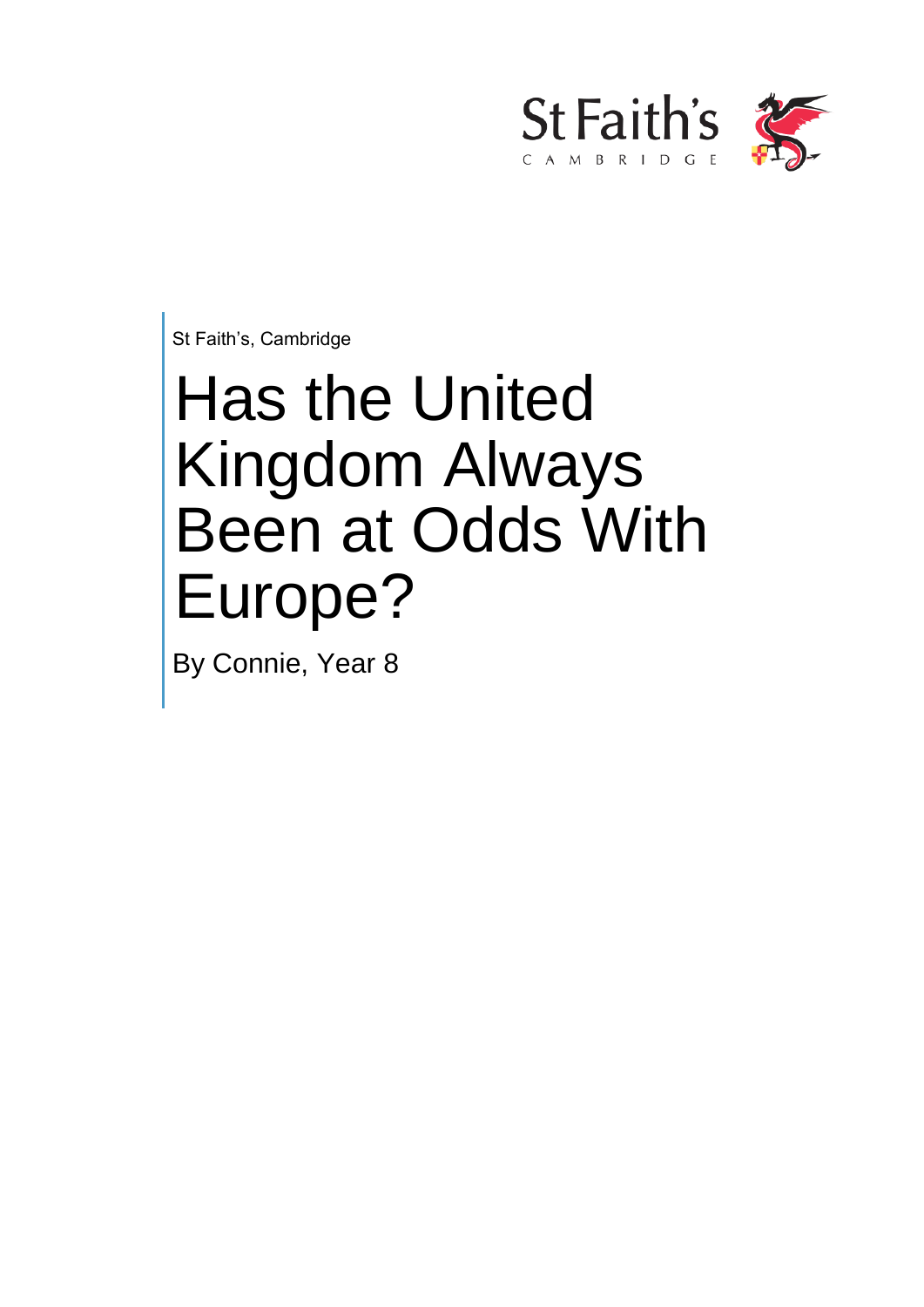St Faith's Cambridge

St Faith's, Cambridge

# Has the United Kingdom Always Been at Odds With Europe?

By Connie, Year 8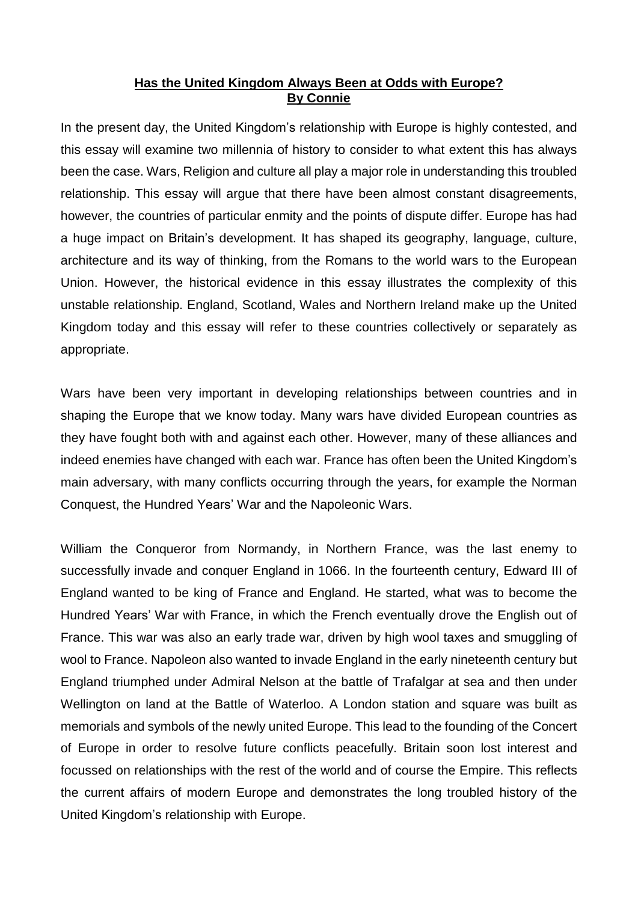**Has the United Kingdom Always Been at Odds with Europe?**
**By Connie**

In the present day, the United Kingdom's relationship with Europe is highly contested, and this essay will examine two millennia of history to consider to what extent this has always been the case. Wars, Religion and culture all play a major role in understanding this troubled relationship. This essay will argue that there have been almost constant disagreements, however, the countries of particular enmity and the points of dispute differ. Europe has had a huge impact on Britain's development. It has shaped its geography, language, culture, architecture and its way of thinking, from the Romans to the world wars to the European Union. However, the historical evidence in this essay illustrates the complexity of this unstable relationship. England, Scotland, Wales and Northern Ireland make up the United Kingdom today and this essay will refer to these countries collectively or separately as appropriate.

Wars have been very important in developing relationships between countries and in shaping the Europe that we know today. Many wars have divided European countries as they have fought both with and against each other. However, many of these alliances and indeed enemies have changed with each war. France has often been the United Kingdom's main adversary, with many conflicts occurring through the years, for example the Norman Conquest, the Hundred Years' War and the Napoleonic Wars.

William the Conqueror from Normandy, in Northern France, was the last enemy to successfully invade and conquer England in 1066. In the fourteenth century, Edward III of England wanted to be king of France and England. He started, what was to become the Hundred Years' War with France, in which the French eventually drove the English out of France. This war was also an early trade war, driven by high wool taxes and smuggling of wool to France. Napoleon also wanted to invade England in the early nineteenth century but England triumphed under Admiral Nelson at the battle of Trafalgar at sea and then under Wellington on land at the Battle of Waterloo. A London station and square was built as memorials and symbols of the newly united Europe. This lead to the founding of the Concert of Europe in order to resolve future conflicts peacefully. Britain soon lost interest and focussed on relationships with the rest of the world and of course the Empire. This reflects the current affairs of modern Europe and demonstrates the long troubled history of the United Kingdom's relationship with Europe.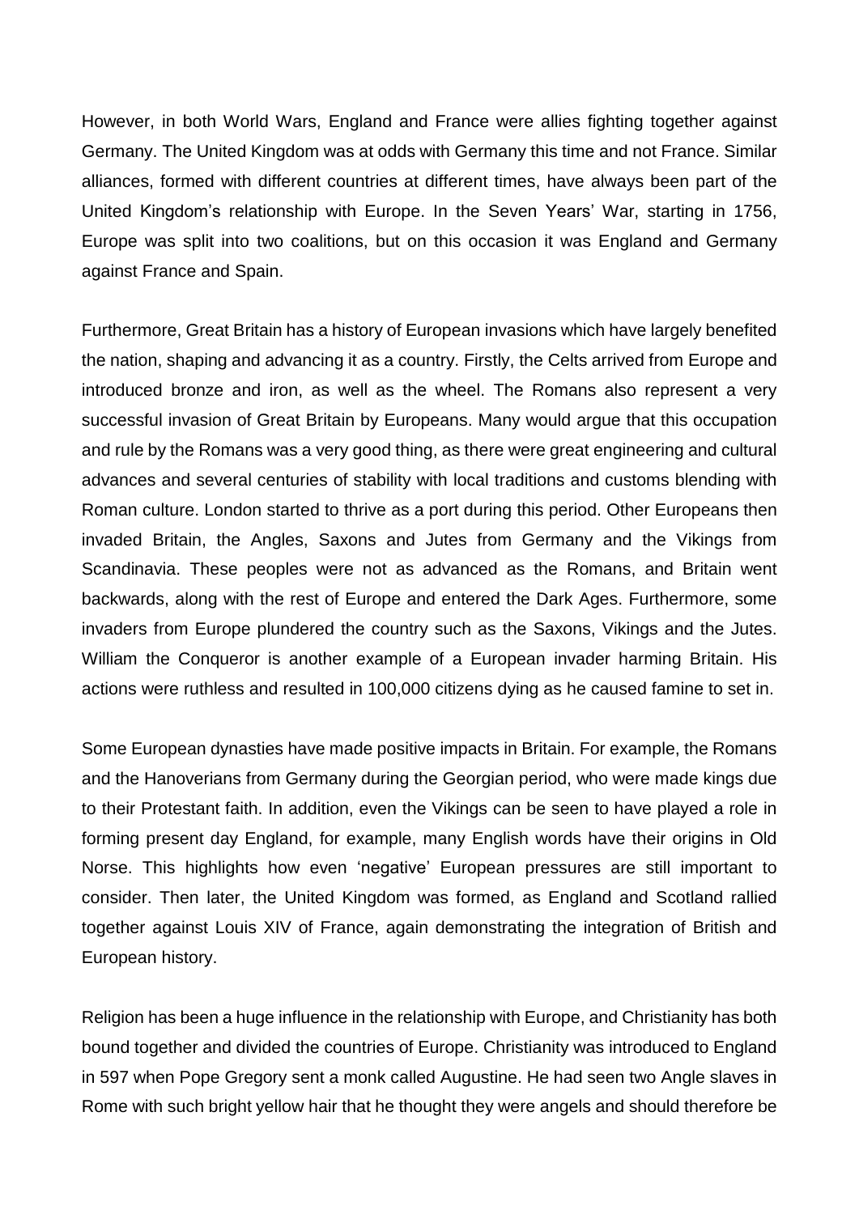However, in both World Wars, England and France were allies fighting together against Germany. The United Kingdom was at odds with Germany this time and not France. Similar alliances, formed with different countries at different times, have always been part of the United Kingdom's relationship with Europe. In the Seven Years' War, starting in 1756, Europe was split into two coalitions, but on this occasion it was England and Germany against France and Spain.

Furthermore, Great Britain has a history of European invasions which have largely benefited the nation, shaping and advancing it as a country. Firstly, the Celts arrived from Europe and introduced bronze and iron, as well as the wheel. The Romans also represent a very successful invasion of Great Britain by Europeans. Many would argue that this occupation and rule by the Romans was a very good thing, as there were great engineering and cultural advances and several centuries of stability with local traditions and customs blending with Roman culture. London started to thrive as a port during this period. Other Europeans then invaded Britain, the Angles, Saxons and Jutes from Germany and the Vikings from Scandinavia. These peoples were not as advanced as the Romans, and Britain went backwards, along with the rest of Europe and entered the Dark Ages. Furthermore, some invaders from Europe plundered the country such as the Saxons, Vikings and the Jutes. William the Conqueror is another example of a European invader harming Britain. His actions were ruthless and resulted in 100,000 citizens dying as he caused famine to set in.

Some European dynasties have made positive impacts in Britain. For example, the Romans and the Hanoverians from Germany during the Georgian period, who were made kings due to their Protestant faith. In addition, even the Vikings can be seen to have played a role in forming present day England, for example, many English words have their origins in Old Norse. This highlights how even 'negative' European pressures are still important to consider. Then later, the United Kingdom was formed, as England and Scotland rallied together against Louis XIV of France, again demonstrating the integration of British and European history.

Religion has been a huge influence in the relationship with Europe, and Christianity has both bound together and divided the countries of Europe. Christianity was introduced to England in 597 when Pope Gregory sent a monk called Augustine. He had seen two Angle slaves in Rome with such bright yellow hair that he thought they were angels and should therefore be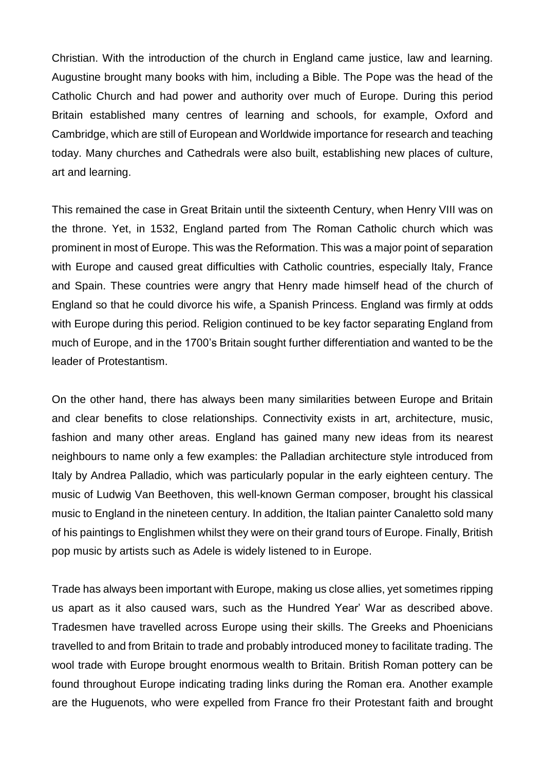Christian. With the introduction of the church in England came justice, law and learning. Augustine brought many books with him, including a Bible. The Pope was the head of the Catholic Church and had power and authority over much of Europe. During this period Britain established many centres of learning and schools, for example, Oxford and Cambridge, which are still of European and Worldwide importance for research and teaching today. Many churches and Cathedrals were also built, establishing new places of culture, art and learning.

This remained the case in Great Britain until the sixteenth Century, when Henry VIII was on the throne. Yet, in 1532, England parted from The Roman Catholic church which was prominent in most of Europe. This was the Reformation. This was a major point of separation with Europe and caused great difficulties with Catholic countries, especially Italy, France and Spain. These countries were angry that Henry made himself head of the church of England so that he could divorce his wife, a Spanish Princess. England was firmly at odds with Europe during this period. Religion continued to be key factor separating England from much of Europe, and in the 1700's Britain sought further differentiation and wanted to be the leader of Protestantism.

On the other hand, there has always been many similarities between Europe and Britain and clear benefits to close relationships. Connectivity exists in art, architecture, music, fashion and many other areas. England has gained many new ideas from its nearest neighbours to name only a few examples: the Palladian architecture style introduced from Italy by Andrea Palladio, which was particularly popular in the early eighteen century. The music of Ludwig Van Beethoven, this well-known German composer, brought his classical music to England in the nineteen century. In addition, the Italian painter Canaletto sold many of his paintings to Englishmen whilst they were on their grand tours of Europe. Finally, British pop music by artists such as Adele is widely listened to in Europe.

Trade has always been important with Europe, making us close allies, yet sometimes ripping us apart as it also caused wars, such as the Hundred Year' War as described above. Tradesmen have travelled across Europe using their skills. The Greeks and Phoenicians travelled to and from Britain to trade and probably introduced money to facilitate trading. The wool trade with Europe brought enormous wealth to Britain. British Roman pottery can be found throughout Europe indicating trading links during the Roman era. Another example are the Huguenots, who were expelled from France fro their Protestant faith and brought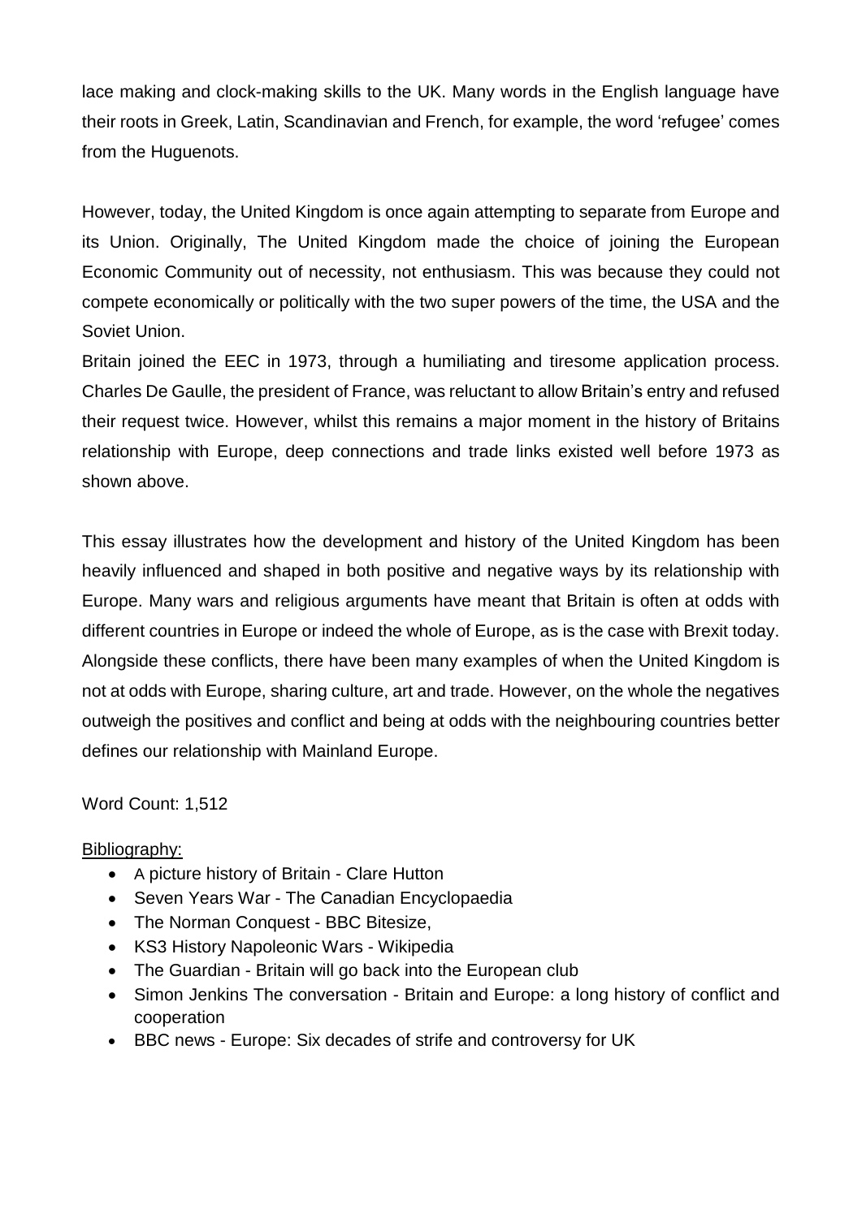lace making and clock-making skills to the UK. Many words in the English language have their roots in Greek, Latin, Scandinavian and French, for example, the word 'refugee' comes from the Huguenots.

However, today, the United Kingdom is once again attempting to separate from Europe and its Union. Originally, The United Kingdom made the choice of joining the European Economic Community out of necessity, not enthusiasm. This was because they could not compete economically or politically with the two super powers of the time, the USA and the Soviet Union.

Britain joined the EEC in 1973, through a humiliating and tiresome application process. Charles De Gaulle, the president of France, was reluctant to allow Britain's entry and refused their request twice. However, whilst this remains a major moment in the history of Britains relationship with Europe, deep connections and trade links existed well before 1973 as shown above.

This essay illustrates how the development and history of the United Kingdom has been heavily influenced and shaped in both positive and negative ways by its relationship with Europe. Many wars and religious arguments have meant that Britain is often at odds with different countries in Europe or indeed the whole of Europe, as is the case with Brexit today. Alongside these conflicts, there have been many examples of when the United Kingdom is not at odds with Europe, sharing culture, art and trade. However, on the whole the negatives outweigh the positives and conflict and being at odds with the neighbouring countries better defines our relationship with Mainland Europe.

Word Count: 1,512

<u>Bibliography:</u>

- A picture history of Britain - Clare Hutton
- Seven Years War - The Canadian Encyclopaedia
- The Norman Conquest - BBC Bitesize,
- KS3 History Napoleonic Wars - Wikipedia
- The Guardian - Britain will go back into the European club
- Simon Jenkins The conversation - Britain and Europe: a long history of conflict and cooperation
- BBC news - Europe: Six decades of strife and controversy for UK